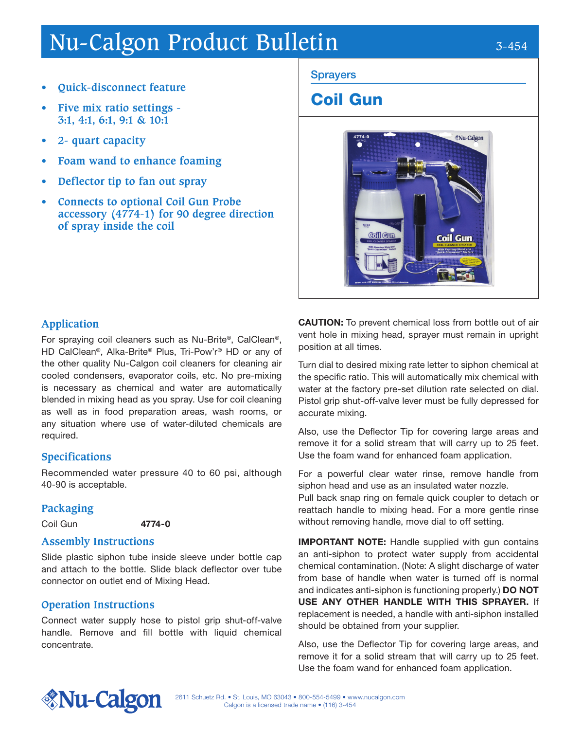# Nu-Calgon Product Bulletin

3-454

## Sprayers

# Coil Gun

- **Quick-disconnect feature**
- **Five mix ratio settings - 3:1, 4:1, 6:1, 9:1 & 10:1**
- **2- quart capacity**
- **Foam wand to enhance foaming**
- **Deflector tip to fan out spray**
- **Connects to optional Coil Gun Probe accessory (4774-1) for 90 degree direction of spray inside the coil**

## Application

For spraying coil cleaners such as Nu-Brite®, CalClean®, HD CalClean®, Alka-Brite® Plus, Tri-Pow'r® HD or any of the other quality Nu-Calgon coil cleaners for cleaning air cooled condensers, evaporator coils, etc. No pre-mixing is necessary as chemical and water are automatically blended in mixing head as you spray. Use for coil cleaning as well as in food preparation areas, wash rooms, or any situation where use of water-diluted chemicals are required.

## Specifications

Recommended water pressure 40 to 60 psi, although 40-90 is acceptable.

## Packaging

| Coil Gun | **4774-0** |
|---|---|

## Assembly Instructions

Slide plastic siphon tube inside sleeve under bottle cap and attach to the bottle. Slide black deflector over tube connector on outlet end of Mixing Head.

## Operation Instructions

Connect water supply hose to pistol grip shut-off-valve handle. Remove and fill bottle with liquid chemical concentrate.

**CAUTION:** To prevent chemical loss from bottle out of air vent hole in mixing head, sprayer must remain in upright position at all times.

Turn dial to desired mixing rate letter to siphon chemical at the specific ratio. This will automatically mix chemical with water at the factory pre-set dilution rate selected on dial. Pistol grip shut-off-valve lever must be fully depressed for accurate mixing.

Also, use the Deflector Tip for covering large areas and remove it for a solid stream that will carry up to 25 feet. Use the foam wand for enhanced foam application.

For a powerful clear water rinse, remove handle from siphon head and use as an insulated water nozzle.
Pull back snap ring on female quick coupler to detach or reattach handle to mixing head. For a more gentle rinse without removing handle, move dial to off setting.

**IMPORTANT NOTE:** Handle supplied with gun contains an anti-siphon to protect water supply from accidental chemical contamination. (Note: A slight discharge of water from base of handle when water is turned off is normal and indicates anti-siphon is functioning properly.) **DO NOT USE ANY OTHER HANDLE WITH THIS SPRAYER.** If replacement is needed, a handle with anti-siphon installed should be obtained from your supplier.

Also, use the Deflector Tip for covering large areas, and remove it for a solid stream that will carry up to 25 feet. Use the foam wand for enhanced foam application.

Nu-Calgon 2611 Schuetz Rd. • St. Louis, MO 63043 • 800-554-5499 • www.nucalgon.com
Calgon is a licensed trade name • (116) 3-454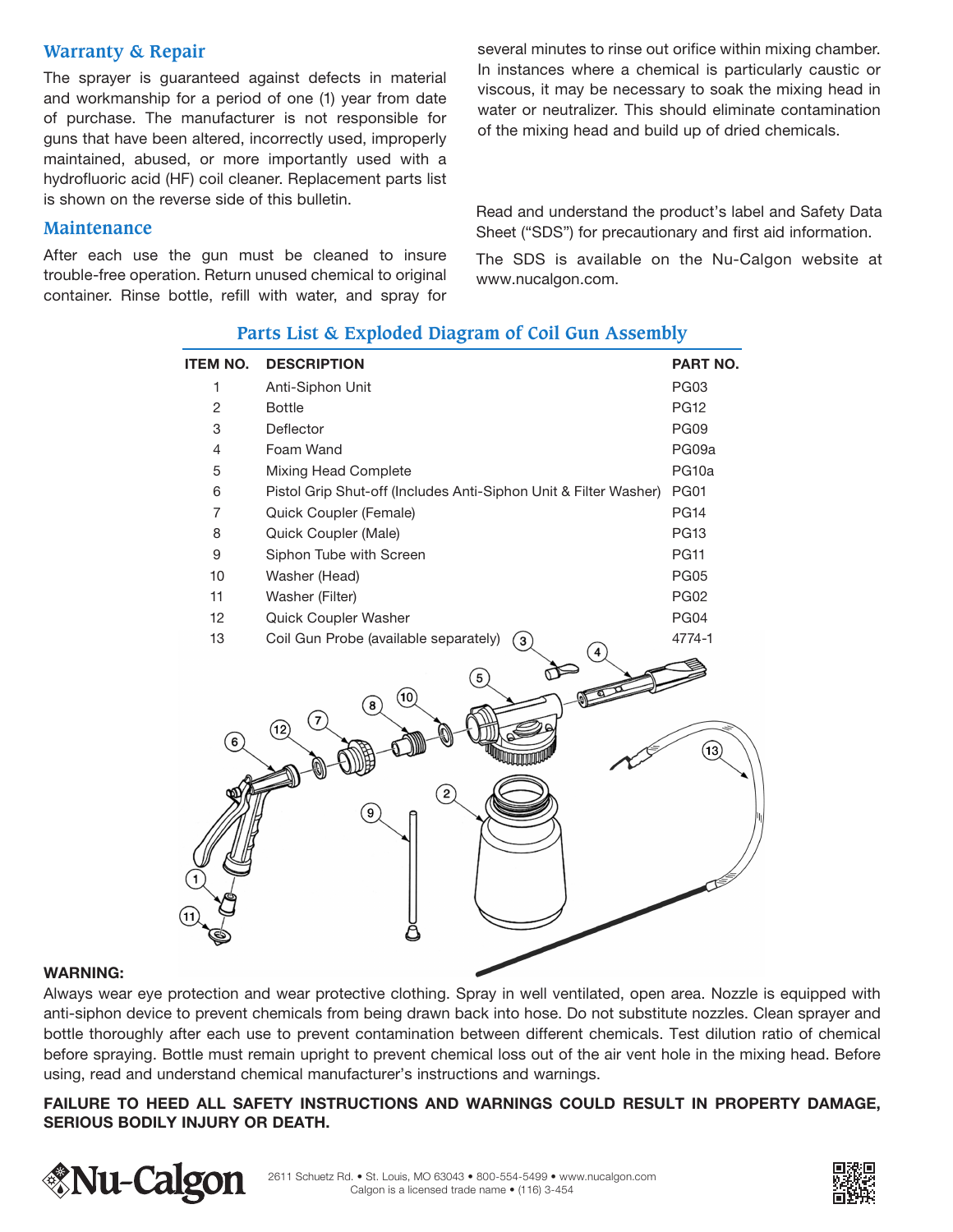## Warranty & Repair

The sprayer is guaranteed against defects in material and workmanship for a period of one (1) year from date of purchase. The manufacturer is not responsible for guns that have been altered, incorrectly used, improperly maintained, abused, or more importantly used with a hydrofluoric acid (HF) coil cleaner. Replacement parts list is shown on the reverse side of this bulletin.

## Maintenance

After each use the gun must be cleaned to insure trouble-free operation. Return unused chemical to original container. Rinse bottle, refill with water, and spray for several minutes to rinse out orifice within mixing chamber. In instances where a chemical is particularly caustic or viscous, it may be necessary to soak the mixing head in water or neutralizer. This should eliminate contamination of the mixing head and build up of dried chemicals.

Read and understand the product's label and Safety Data Sheet ("SDS") for precautionary and first aid information.

The SDS is available on the Nu-Calgon website at www.nucalgon.com.

## Parts List & Exploded Diagram of Coil Gun Assembly

| ITEM NO. | DESCRIPTION | PART NO. |
|---|---|---|
| 1 | Anti-Siphon Unit | PG03 |
| 2 | Bottle | PG12 |
| 3 | Deflector | PG09 |
| 4 | Foam Wand | PG09a |
| 5 | Mixing Head Complete | PG10a |
| 6 | Pistol Grip Shut-off (Includes Anti-Siphon Unit & Filter Washer) | PG01 |
| 7 | Quick Coupler (Female) | PG14 |
| 8 | Quick Coupler (Male) | PG13 |
| 9 | Siphon Tube with Screen | PG11 |
| 10 | Washer (Head) | PG05 |
| 11 | Washer (Filter) | PG02 |
| 12 | Quick Coupler Washer | PG04 |
| 13 | Coil Gun Probe (available separately) | 4774-1 |

3
4
5
10
8
7
12
6
13
2
9
1
11

**WARNING:**

Always wear eye protection and wear protective clothing. Spray in well ventilated, open area. Nozzle is equipped with anti-siphon device to prevent chemicals from being drawn back into hose. Do not substitute nozzles. Clean sprayer and bottle thoroughly after each use to prevent contamination between different chemicals. Test dilution ratio of chemical before spraying. Bottle must remain upright to prevent chemical loss out of the air vent hole in the mixing head. Before using, read and understand chemical manufacturer's instructions and warnings.

**FAILURE TO HEED ALL SAFETY INSTRUCTIONS AND WARNINGS COULD RESULT IN PROPERTY DAMAGE, SERIOUS BODILY INJURY OR DEATH.**

Nu-Calgon

2611 Schuetz Rd. • St. Louis, MO 63043 • 800-554-5499 • www.nucalgon.com
Calgon is a licensed trade name • (116) 3-454